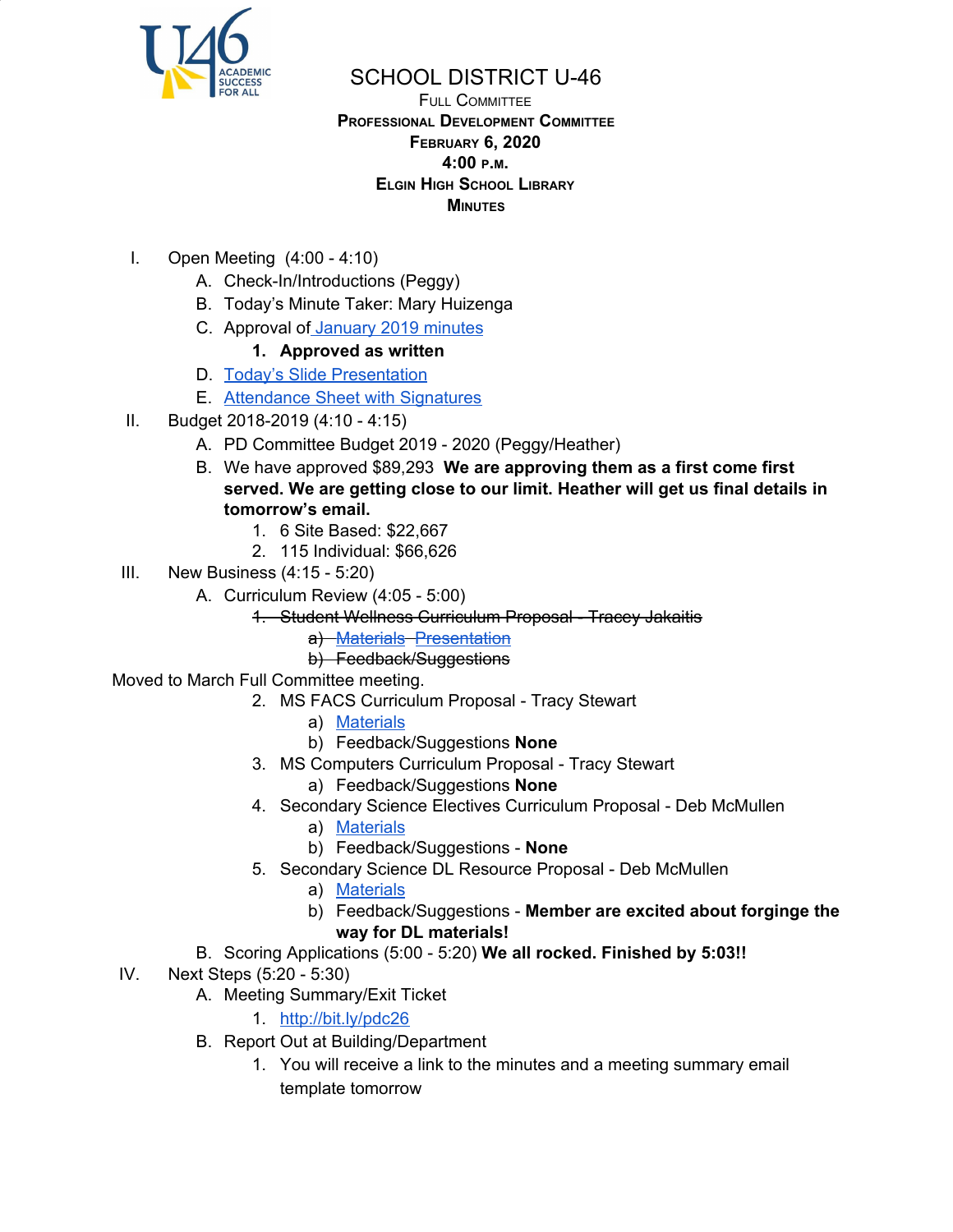# SCHOOL DISTRICT U-46

**Full Committee**
**Professional Development Committee**
**February 6, 2020**
**4:00 p.m.**
**Elgin High School Library**
**Minutes**

I. Open Meeting (4:00 - 4:10)
   A. Check-In/Introductions (Peggy)
   B. Today's Minute Taker: Mary Huizenga
   C. Approval of January 2019 minutes
      1. **Approved as written**
   D. Today's Slide Presentation
   E. Attendance Sheet with Signatures

II. Budget 2018-2019 (4:10 - 4:15)
   A. PD Committee Budget 2019 - 2020 (Peggy/Heather)
   B. We have approved $89,293 **We are approving them as a first come first served. We are getting close to our limit. Heather will get us final details in tomorrow's email.**
      1. 6 Site Based: $22,667
      2. 115 Individual: $66,626

III. New Business (4:15 - 5:20)
   A. Curriculum Review (4:05 - 5:00)
      1. ~~Student Wellness Curriculum Proposal - Tracey Jakaitis~~
         a) ~~Materials Presentation~~
         b) ~~Feedback/Suggestions~~

Moved to March Full Committee meeting.

      2. MS FACS Curriculum Proposal - Tracy Stewart
         a) Materials
         b) Feedback/Suggestions **None**
      3. MS Computers Curriculum Proposal - Tracy Stewart
         a) Feedback/Suggestions **None**
      4. Secondary Science Electives Curriculum Proposal - Deb McMullen
         a) Materials
         b) Feedback/Suggestions - **None**
      5. Secondary Science DL Resource Proposal - Deb McMullen
         a) Materials
         b) Feedback/Suggestions - **Member are excited about forginge the way for DL materials!**
   B. Scoring Applications (5:00 - 5:20) **We all rocked. Finished by 5:03!!**

IV. Next Steps (5:20 - 5:30)
   A. Meeting Summary/Exit Ticket
      1. http://bit.ly/pdc26
   B. Report Out at Building/Department
      1. You will receive a link to the minutes and a meeting summary email template tomorrow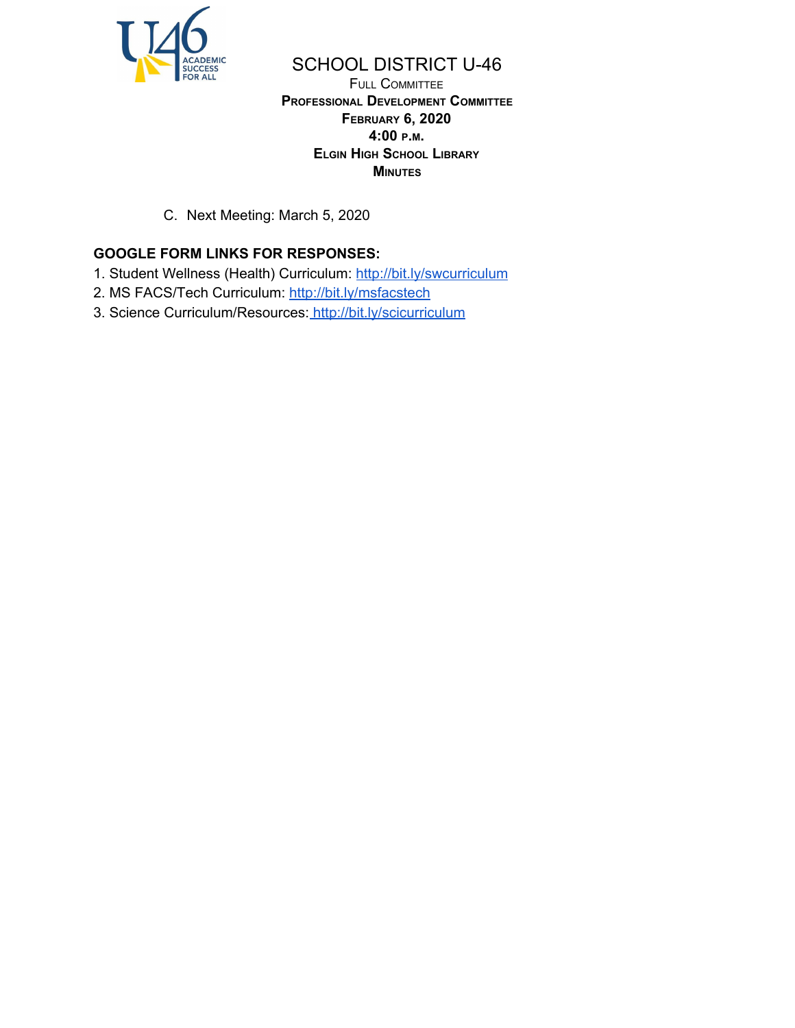# SCHOOL DISTRICT U-46

**FULL COMMITTEE**
**PROFESSIONAL DEVELOPMENT COMMITTEE**
**FEBRUARY 6, 2020**
**4:00 P.M.**
**ELGIN HIGH SCHOOL LIBRARY**
**MINUTES**

C. Next Meeting: March 5, 2020

**GOOGLE FORM LINKS FOR RESPONSES:**

1. Student Wellness (Health) Curriculum: http://bit.ly/swcurriculum
2. MS FACS/Tech Curriculum: http://bit.ly/msfacstech
3. Science Curriculum/Resources: http://bit.ly/scicurriculum